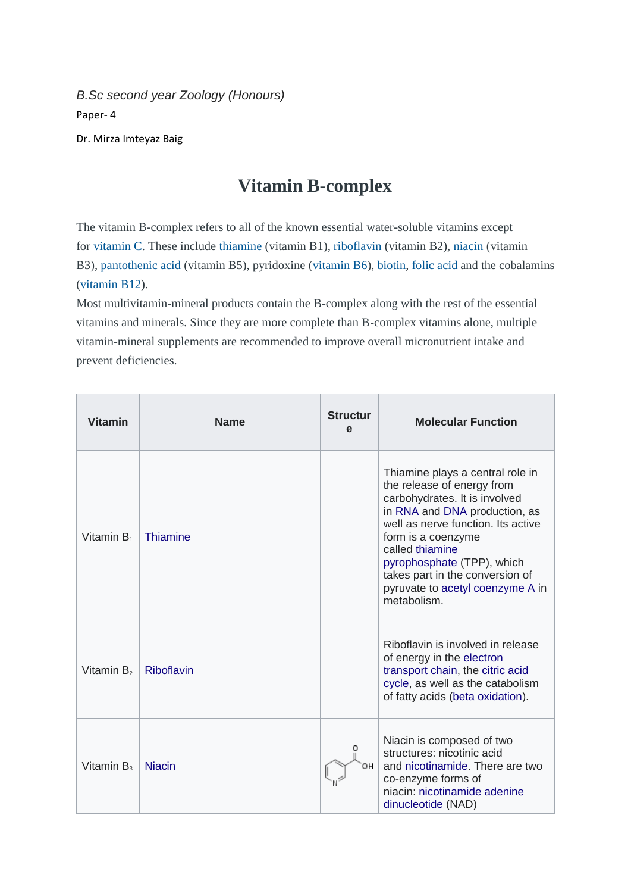*B.Sc second year Zoology (Honours)*

Paper- 4

Dr. Mirza Imteyaz Baig

# Vitamin B-complex

The vitamin B-complex refers to all of the known essential water-soluble vitamins except for vitamin C. These include thiamine (vitamin B1), riboflavin (vitamin B2), niacin (vitamin B3), pantothenic acid (vitamin B5), pyridoxine (vitamin B6), biotin, folic acid and the cobalamins (vitamin B12).

Most multivitamin-mineral products contain the B-complex along with the rest of the essential vitamins and minerals. Since they are more complete than B-complex vitamins alone, multiple vitamin-mineral supplements are recommended to improve overall micronutrient intake and prevent deficiencies.

| Vitamin | Name | Structure | Molecular Function |
|---|---|---|---|
| Vitamin $B_1$ | Thiamine | | Thiamine plays a central role in the release of energy from carbohydrates. It is involved in RNA and DNA production, as well as nerve function. Its active form is a coenzyme called thiamine pyrophosphate (TPP), which takes part in the conversion of pyruvate to acetyl coenzyme A in metabolism. |
| Vitamin $B_2$ | Riboflavin | | Riboflavin is involved in release of energy in the electron transport chain, the citric acid cycle, as well as the catabolism of fatty acids (beta oxidation). |
| Vitamin $B_3$ | Niacin | | Niacin is composed of two structures: nicotinic acid and nicotinamide. There are two co-enzyme forms of niacin: nicotinamide adenine dinucleotide (NAD) |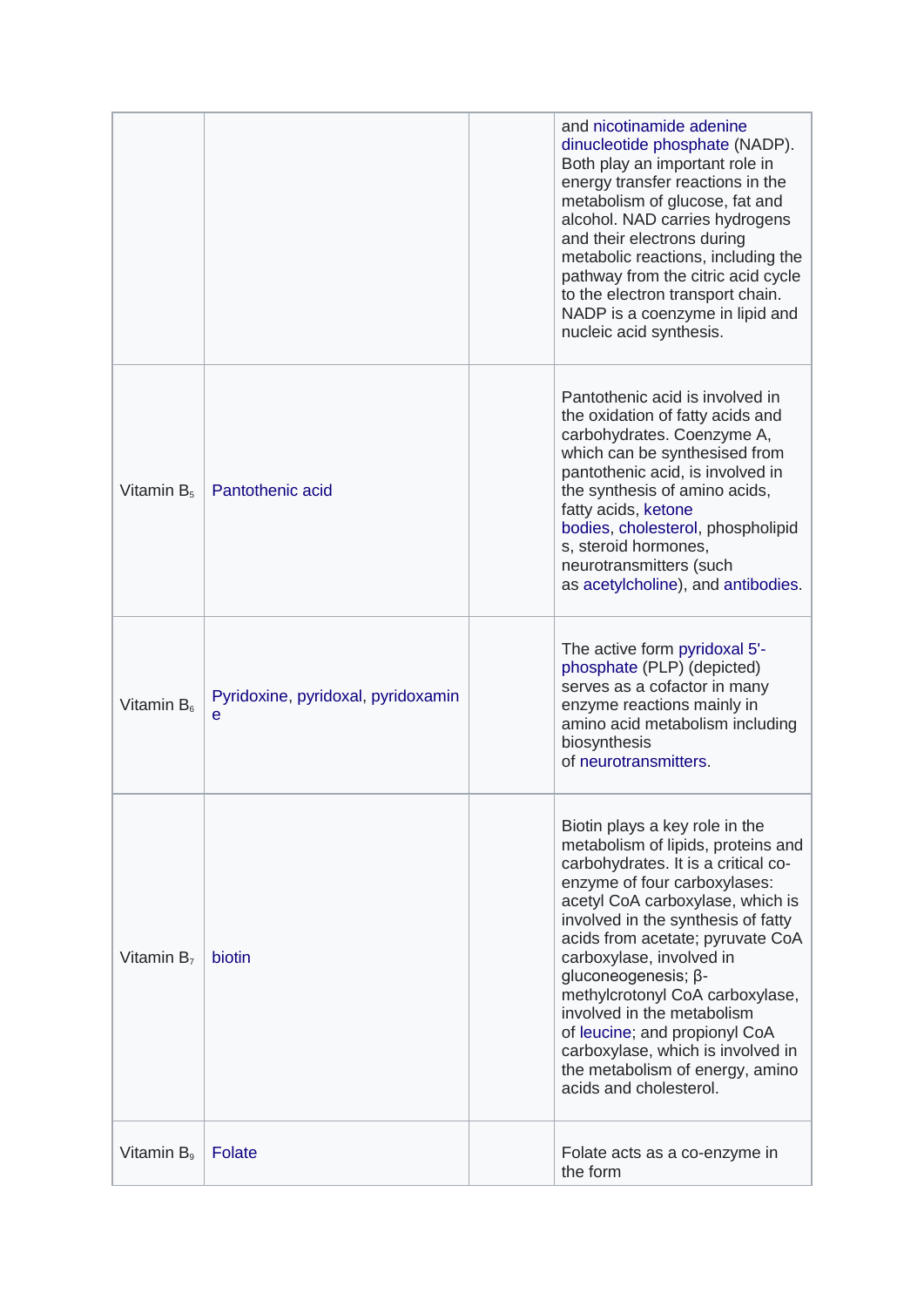| | | | |
|---|---|---|---|
| | | | and nicotinamide adenine dinucleotide phosphate (NADP). Both play an important role in energy transfer reactions in the metabolism of glucose, fat and alcohol. NAD carries hydrogens and their electrons during metabolic reactions, including the pathway from the citric acid cycle to the electron transport chain. NADP is a coenzyme in lipid and nucleic acid synthesis. |
| Vitamin $B_5$ | Pantothenic acid | | Pantothenic acid is involved in the oxidation of fatty acids and carbohydrates. Coenzyme A, which can be synthesised from pantothenic acid, is involved in the synthesis of amino acids, fatty acids, ketone bodies, cholesterol, phospholipids, steroid hormones, neurotransmitters (such as acetylcholine), and antibodies. |
| Vitamin $B_6$ | Pyridoxine, pyridoxal, pyridoxamine | | The active form pyridoxal 5'-phosphate (PLP) (depicted) serves as a cofactor in many enzyme reactions mainly in amino acid metabolism including biosynthesis of neurotransmitters. |
| Vitamin $B_7$ | biotin | | Biotin plays a key role in the metabolism of lipids, proteins and carbohydrates. It is a critical co-enzyme of four carboxylases: acetyl CoA carboxylase, which is involved in the synthesis of fatty acids from acetate; pyruvate CoA carboxylase, involved in gluconeogenesis; β-methylcrotonyl CoA carboxylase, involved in the metabolism of leucine; and propionyl CoA carboxylase, which is involved in the metabolism of energy, amino acids and cholesterol. |
| Vitamin $B_9$ | Folate | | Folate acts as a co-enzyme in the form |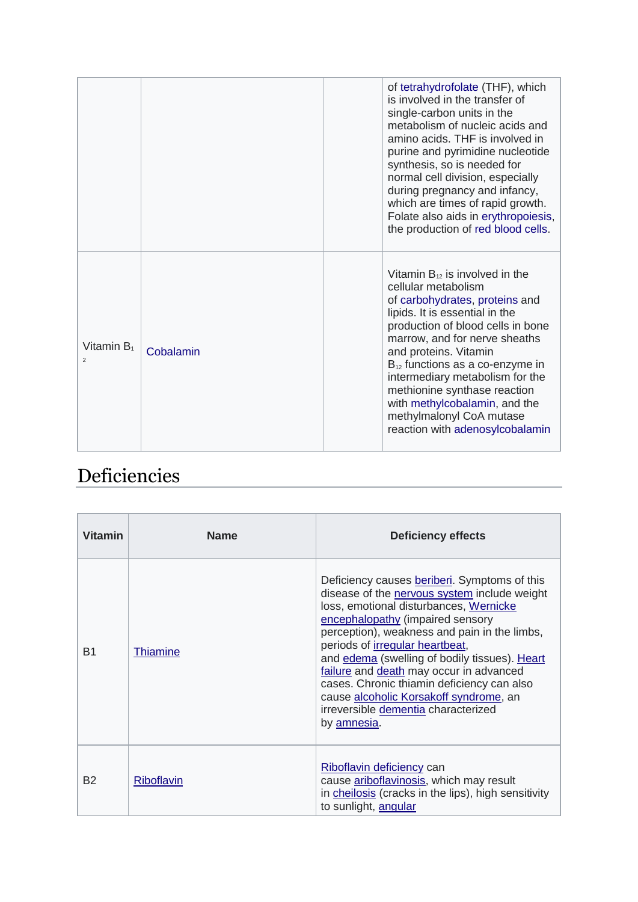| | | | |
|---|---|---|---|
| | | | of tetrahydrofolate (THF), which is involved in the transfer of single-carbon units in the metabolism of nucleic acids and amino acids. THF is involved in purine and pyrimidine nucleotide synthesis, so is needed for normal cell division, especially during pregnancy and infancy, which are times of rapid growth. Folate also aids in erythropoiesis, the production of red blood cells. |
| Vitamin $B_{12}$ | Cobalamin | | Vitamin $B_{12}$ is involved in the cellular metabolism of carbohydrates, proteins and lipids. It is essential in the production of blood cells in bone marrow, and for nerve sheaths and proteins. Vitamin $B_{12}$ functions as a co-enzyme in intermediary metabolism for the methionine synthase reaction with methylcobalamin, and the methylmalonyl CoA mutase reaction with adenosylcobalamin |

## Deficiencies

| Vitamin | Name | Deficiency effects |
|---|---|---|
| B1 | Thiamine | Deficiency causes beriberi. Symptoms of this disease of the nervous system include weight loss, emotional disturbances, Wernicke encephalopathy (impaired sensory perception), weakness and pain in the limbs, periods of irregular heartbeat, and edema (swelling of bodily tissues). Heart failure and death may occur in advanced cases. Chronic thiamin deficiency can also cause alcoholic Korsakoff syndrome, an irreversible dementia characterized by amnesia. |
| B2 | Riboflavin | Riboflavin deficiency can cause ariboflavinosis, which may result in cheilosis (cracks in the lips), high sensitivity to sunlight, angular |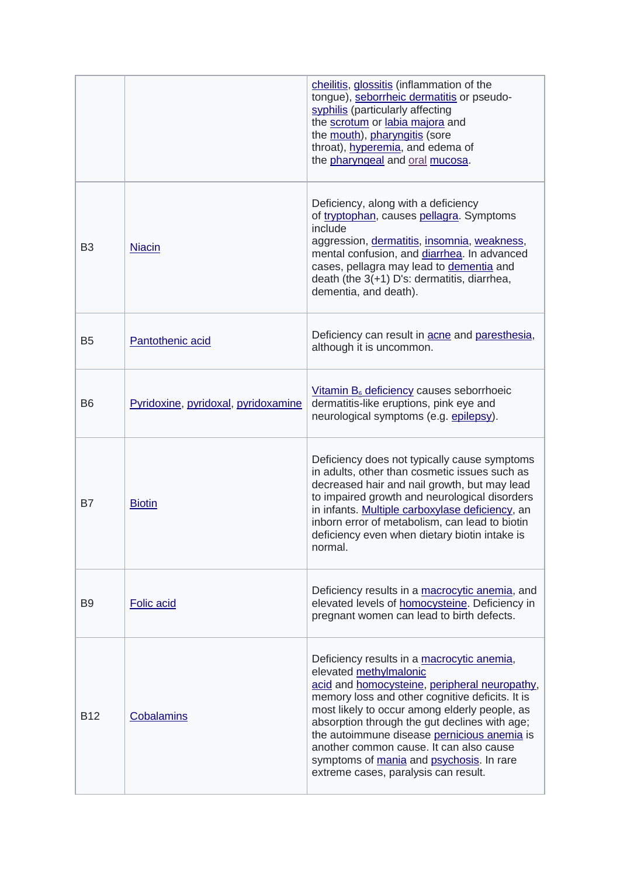| | | |
|---|---|---|
| | | cheilitis, glossitis (inflammation of the tongue), seborrheic dermatitis or pseudo-syphilis (particularly affecting the scrotum or labia majora and the mouth), pharyngitis (sore throat), hyperemia, and edema of the pharyngeal and oral mucosa. |
| B3 | Niacin | Deficiency, along with a deficiency of tryptophan, causes pellagra. Symptoms include aggression, dermatitis, insomnia, weakness, mental confusion, and diarrhea. In advanced cases, pellagra may lead to dementia and death (the 3(+1) D's: dermatitis, diarrhea, dementia, and death). |
| B5 | Pantothenic acid | Deficiency can result in acne and paresthesia, although it is uncommon. |
| B6 | Pyridoxine, pyridoxal, pyridoxamine | Vitamin $B_6$ deficiency causes seborrhoeic dermatitis-like eruptions, pink eye and neurological symptoms (e.g. epilepsy). |
| B7 | Biotin | Deficiency does not typically cause symptoms in adults, other than cosmetic issues such as decreased hair and nail growth, but may lead to impaired growth and neurological disorders in infants. Multiple carboxylase deficiency, an inborn error of metabolism, can lead to biotin deficiency even when dietary biotin intake is normal. |
| B9 | Folic acid | Deficiency results in a macrocytic anemia, and elevated levels of homocysteine. Deficiency in pregnant women can lead to birth defects. |
| B12 | Cobalamins | Deficiency results in a macrocytic anemia, elevated methylmalonic acid and homocysteine, peripheral neuropathy, memory loss and other cognitive deficits. It is most likely to occur among elderly people, as absorption through the gut declines with age; the autoimmune disease pernicious anemia is another common cause. It can also cause symptoms of mania and psychosis. In rare extreme cases, paralysis can result. |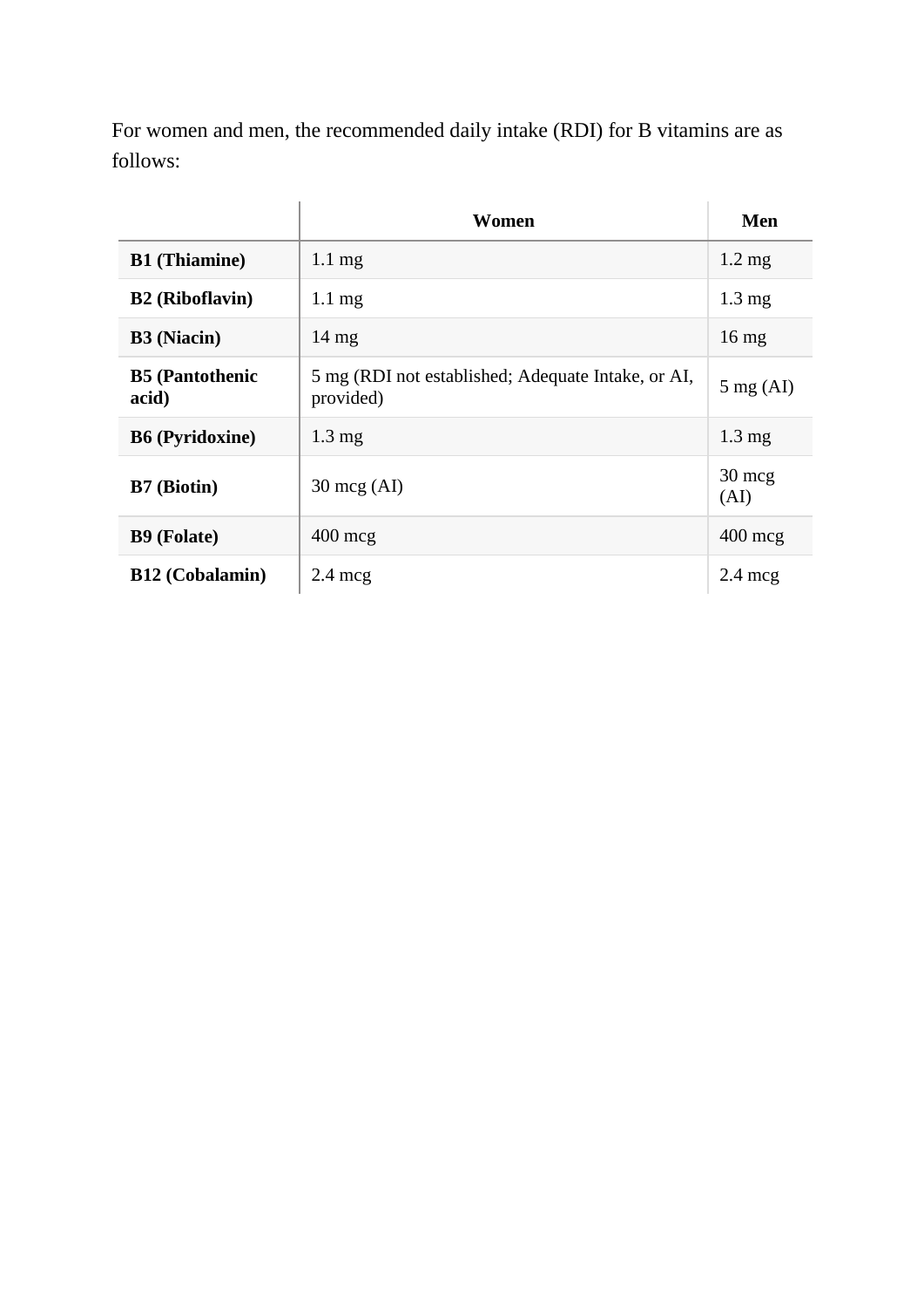For women and men, the recommended daily intake (RDI) for B vitamins are as follows:

| | Women | Men |
|---|---|---|
| **B1 (Thiamine)** | 1.1 mg | 1.2 mg |
| **B2 (Riboflavin)** | 1.1 mg | 1.3 mg |
| **B3 (Niacin)** | 14 mg | 16 mg |
| **B5 (Pantothenic acid)** | 5 mg (RDI not established; Adequate Intake, or AI, provided) | 5 mg (AI) |
| **B6 (Pyridoxine)** | 1.3 mg | 1.3 mg |
| **B7 (Biotin)** | 30 mcg (AI) | 30 mcg (AI) |
| **B9 (Folate)** | 400 mcg | 400 mcg |
| **B12 (Cobalamin)** | 2.4 mcg | 2.4 mcg |